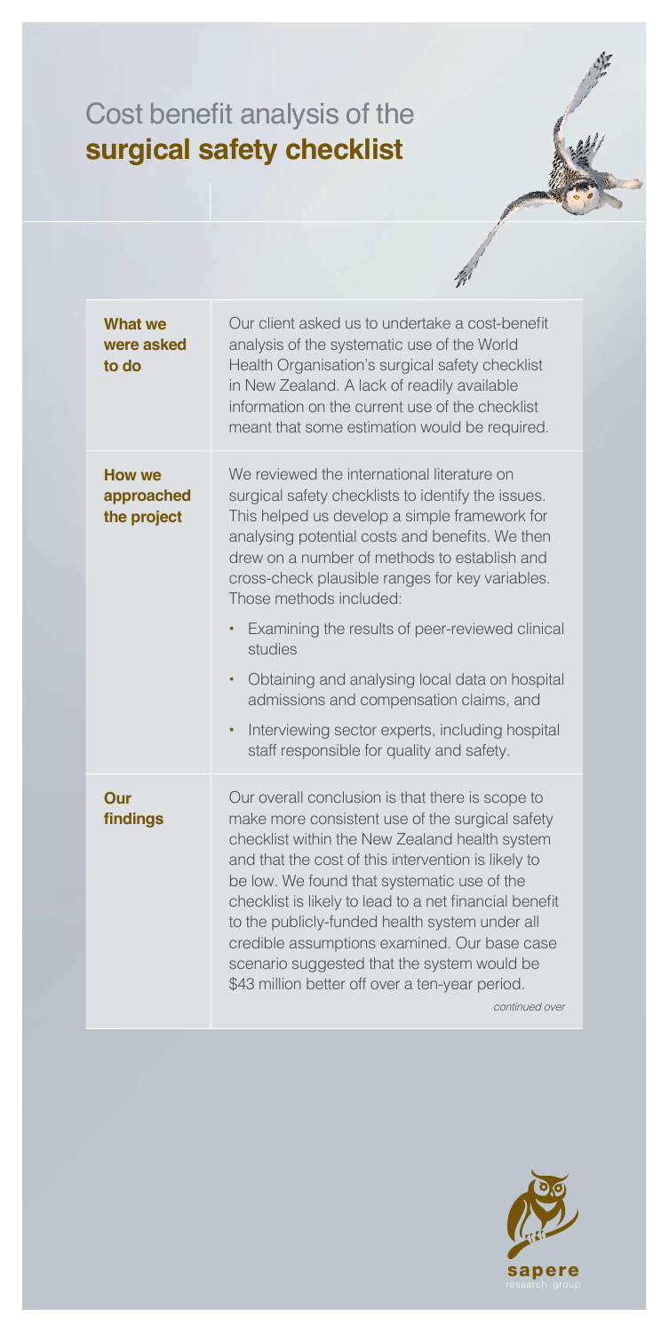# Cost benefit analysis of the **surgical safety checklist**

| | |
|---|---|
| **What we were asked to do** | Our client asked us to undertake a cost-benefit analysis of the systematic use of the World Health Organisation's surgical safety checklist in New Zealand. A lack of readily available information on the current use of the checklist meant that some estimation would be required. |
| **How we approached the project** | We reviewed the international literature on surgical safety checklists to identify the issues. This helped us develop a simple framework for analysing potential costs and benefits. We then drew on a number of methods to establish and cross-check plausible ranges for key variables. Those methods included: • Examining the results of peer-reviewed clinical studies • Obtaining and analysing local data on hospital admissions and compensation claims, and • Interviewing sector experts, including hospital staff responsible for quality and safety. |
| **Our findings** | Our overall conclusion is that there is scope to make more consistent use of the surgical safety checklist within the New Zealand health system and that the cost of this intervention is likely to be low. We found that systematic use of the checklist is likely to lead to a net financial benefit to the publicly-funded health system under all credible assumptions examined. Our base case scenario suggested that the system would be $43 million better off over a ten-year period. |

*continued over*

sapere
research group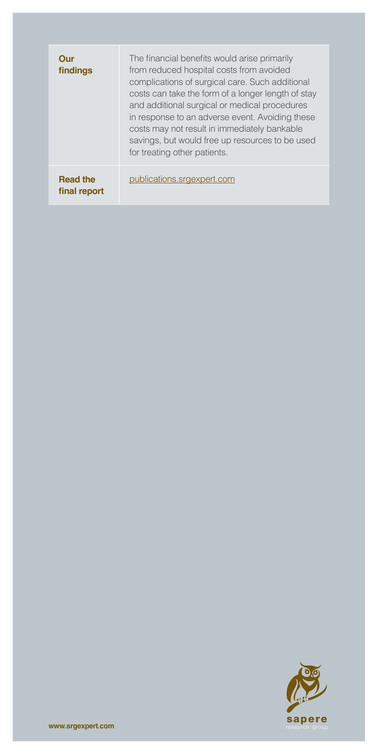| | |
|---|---|
| **Our findings** | The financial benefits would arise primarily from reduced hospital costs from avoided complications of surgical care. Such additional costs can take the form of a longer length of stay and additional surgical or medical procedures in response to an adverse event. Avoiding these costs may not result in immediately bankable savings, but would free up resources to be used for treating other patients. |
| **Read the final report** | publications.srgexpert.com |

**www.srgexpert.com**

sapere
research group